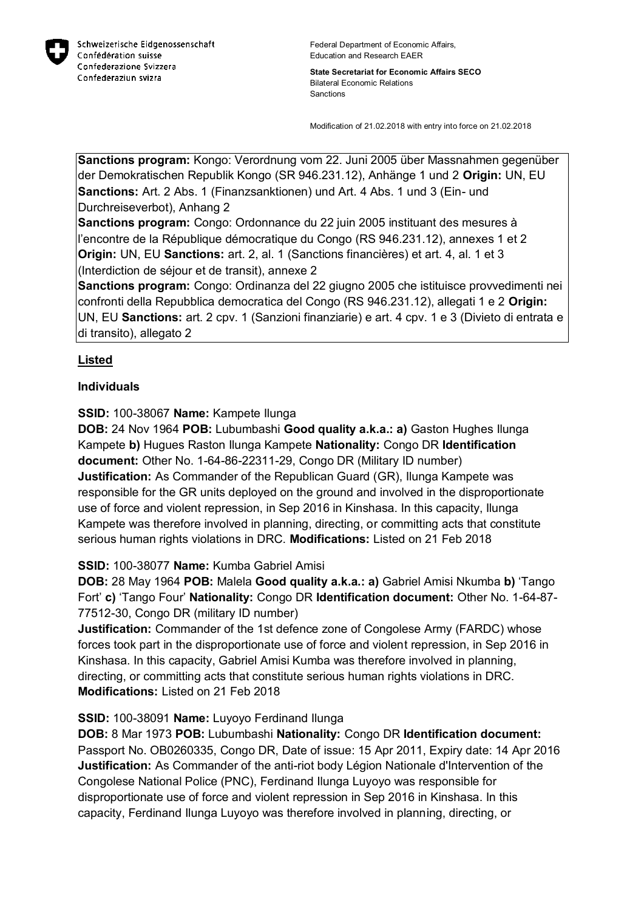Schweizerische Eidgenossenschaft
Confédération suisse
Confederazione Svizzera
Confederaziun svizra

Federal Department of Economic Affairs,
Education and Research EAER

**State Secretariat for Economic Affairs SECO**
Bilateral Economic Relations
Sanctions

Modification of 21.02.2018 with entry into force on 21.02.2018

**Sanctions program:** Kongo: Verordnung vom 22. Juni 2005 über Massnahmen gegenüber der Demokratischen Republik Kongo (SR 946.231.12), Anhänge 1 und 2 **Origin:** UN, EU **Sanctions:** Art. 2 Abs. 1 (Finanzsanktionen) und Art. 4 Abs. 1 und 3 (Ein- und Durchreiseverbot), Anhang 2
**Sanctions program:** Congo: Ordonnance du 22 juin 2005 instituant des mesures à l'encontre de la République démocratique du Congo (RS 946.231.12), annexes 1 et 2 **Origin:** UN, EU **Sanctions:** art. 2, al. 1 (Sanctions financières) et art. 4, al. 1 et 3 (Interdiction de séjour et de transit), annexe 2
**Sanctions program:** Congo: Ordinanza del 22 giugno 2005 che istituisce provvedimenti nei confronti della Repubblica democratica del Congo (RS 946.231.12), allegati 1 e 2 **Origin:** UN, EU **Sanctions:** art. 2 cpv. 1 (Sanzioni finanziarie) e art. 4 cpv. 1 e 3 (Divieto di entrata e di transito), allegato 2

## Listed

### Individuals

**SSID:** 100-38067 **Name:** Kampete Ilunga
**DOB:** 24 Nov 1964 **POB:** Lubumbashi **Good quality a.k.a.: a)** Gaston Hughes Ilunga Kampete **b)** Hugues Raston Ilunga Kampete **Nationality:** Congo DR **Identification document:** Other No. 1-64-86-22311-29, Congo DR (Military ID number)
**Justification:** As Commander of the Republican Guard (GR), Ilunga Kampete was responsible for the GR units deployed on the ground and involved in the disproportionate use of force and violent repression, in Sep 2016 in Kinshasa. In this capacity, Ilunga Kampete was therefore involved in planning, directing, or committing acts that constitute serious human rights violations in DRC. **Modifications:** Listed on 21 Feb 2018

**SSID:** 100-38077 **Name:** Kumba Gabriel Amisi
**DOB:** 28 May 1964 **POB:** Malela **Good quality a.k.a.: a)** Gabriel Amisi Nkumba **b)** 'Tango Fort' **c)** 'Tango Four' **Nationality:** Congo DR **Identification document:** Other No. 1-64-87-77512-30, Congo DR (military ID number)
**Justification:** Commander of the 1st defence zone of Congolese Army (FARDC) whose forces took part in the disproportionate use of force and violent repression, in Sep 2016 in Kinshasa. In this capacity, Gabriel Amisi Kumba was therefore involved in planning, directing, or committing acts that constitute serious human rights violations in DRC.
**Modifications:** Listed on 21 Feb 2018

**SSID:** 100-38091 **Name:** Luyoyo Ferdinand Ilunga
**DOB:** 8 Mar 1973 **POB:** Lubumbashi **Nationality:** Congo DR **Identification document:** Passport No. OB0260335, Congo DR, Date of issue: 15 Apr 2011, Expiry date: 14 Apr 2016
**Justification:** As Commander of the anti-riot body Légion Nationale d'Intervention of the Congolese National Police (PNC), Ferdinand Ilunga Luyoyo was responsible for disproportionate use of force and violent repression in Sep 2016 in Kinshasa. In this capacity, Ferdinand Ilunga Luyoyo was therefore involved in planning, directing, or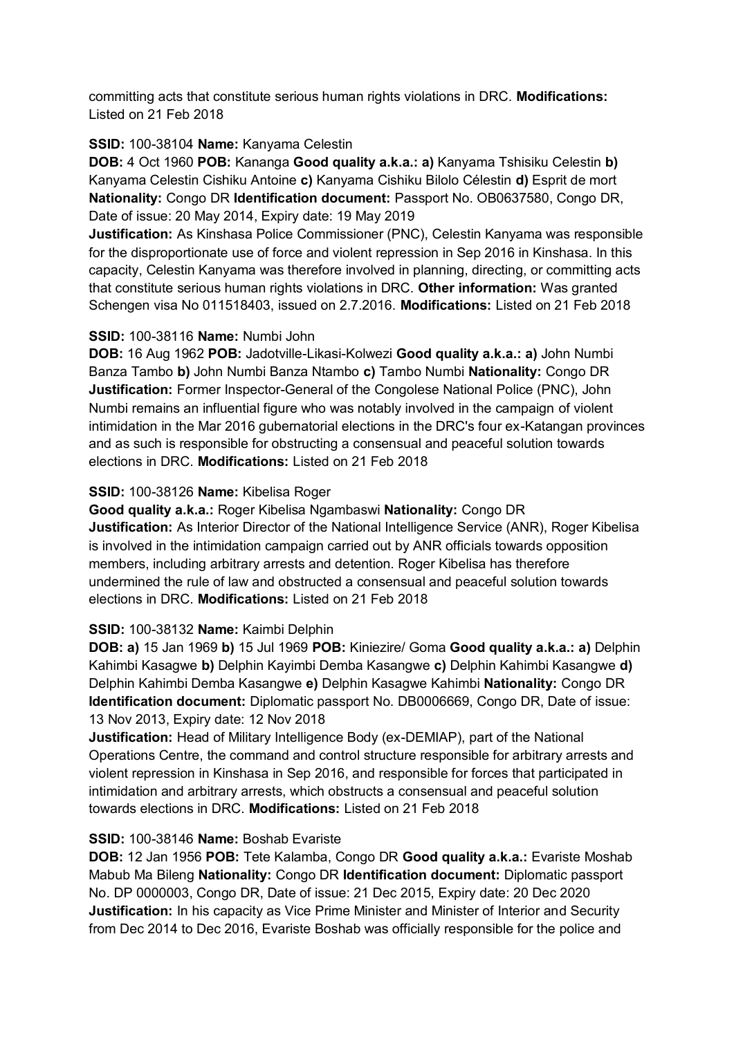committing acts that constitute serious human rights violations in DRC. **Modifications:** Listed on 21 Feb 2018

**SSID:** 100-38104 **Name:** Kanyama Celestin
**DOB:** 4 Oct 1960 **POB:** Kananga **Good quality a.k.a.: a)** Kanyama Tshisiku Celestin **b)** Kanyama Celestin Cishiku Antoine **c)** Kanyama Cishiku Bilolo Célestin **d)** Esprit de mort **Nationality:** Congo DR **Identification document:** Passport No. OB0637580, Congo DR, Date of issue: 20 May 2014, Expiry date: 19 May 2019
**Justification:** As Kinshasa Police Commissioner (PNC), Celestin Kanyama was responsible for the disproportionate use of force and violent repression in Sep 2016 in Kinshasa. In this capacity, Celestin Kanyama was therefore involved in planning, directing, or committing acts that constitute serious human rights violations in DRC. **Other information:** Was granted Schengen visa No 011518403, issued on 2.7.2016. **Modifications:** Listed on 21 Feb 2018

**SSID:** 100-38116 **Name:** Numbi John
**DOB:** 16 Aug 1962 **POB:** Jadotville-Likasi-Kolwezi **Good quality a.k.a.: a)** John Numbi Banza Tambo **b)** John Numbi Banza Ntambo **c)** Tambo Numbi **Nationality:** Congo DR
**Justification:** Former Inspector-General of the Congolese National Police (PNC), John Numbi remains an influential figure who was notably involved in the campaign of violent intimidation in the Mar 2016 gubernatorial elections in the DRC's four ex-Katangan provinces and as such is responsible for obstructing a consensual and peaceful solution towards elections in DRC. **Modifications:** Listed on 21 Feb 2018

**SSID:** 100-38126 **Name:** Kibelisa Roger
**Good quality a.k.a.:** Roger Kibelisa Ngambaswi **Nationality:** Congo DR
**Justification:** As Interior Director of the National Intelligence Service (ANR), Roger Kibelisa is involved in the intimidation campaign carried out by ANR officials towards opposition members, including arbitrary arrests and detention. Roger Kibelisa has therefore undermined the rule of law and obstructed a consensual and peaceful solution towards elections in DRC. **Modifications:** Listed on 21 Feb 2018

**SSID:** 100-38132 **Name:** Kaimbi Delphin
**DOB: a)** 15 Jan 1969 **b)** 15 Jul 1969 **POB:** Kiniezire/ Goma **Good quality a.k.a.: a)** Delphin Kahimbi Kasagwe **b)** Delphin Kayimbi Demba Kasangwe **c)** Delphin Kahimbi Kasangwe **d)** Delphin Kahimbi Demba Kasangwe **e)** Delphin Kasagwe Kahimbi **Nationality:** Congo DR **Identification document:** Diplomatic passport No. DB0006669, Congo DR, Date of issue: 13 Nov 2013, Expiry date: 12 Nov 2018
**Justification:** Head of Military Intelligence Body (ex-DEMIAP), part of the National Operations Centre, the command and control structure responsible for arbitrary arrests and violent repression in Kinshasa in Sep 2016, and responsible for forces that participated in intimidation and arbitrary arrests, which obstructs a consensual and peaceful solution towards elections in DRC. **Modifications:** Listed on 21 Feb 2018

**SSID:** 100-38146 **Name:** Boshab Evariste
**DOB:** 12 Jan 1956 **POB:** Tete Kalamba, Congo DR **Good quality a.k.a.:** Evariste Moshab Mabub Ma Bileng **Nationality:** Congo DR **Identification document:** Diplomatic passport No. DP 0000003, Congo DR, Date of issue: 21 Dec 2015, Expiry date: 20 Dec 2020
**Justification:** In his capacity as Vice Prime Minister and Minister of Interior and Security from Dec 2014 to Dec 2016, Evariste Boshab was officially responsible for the police and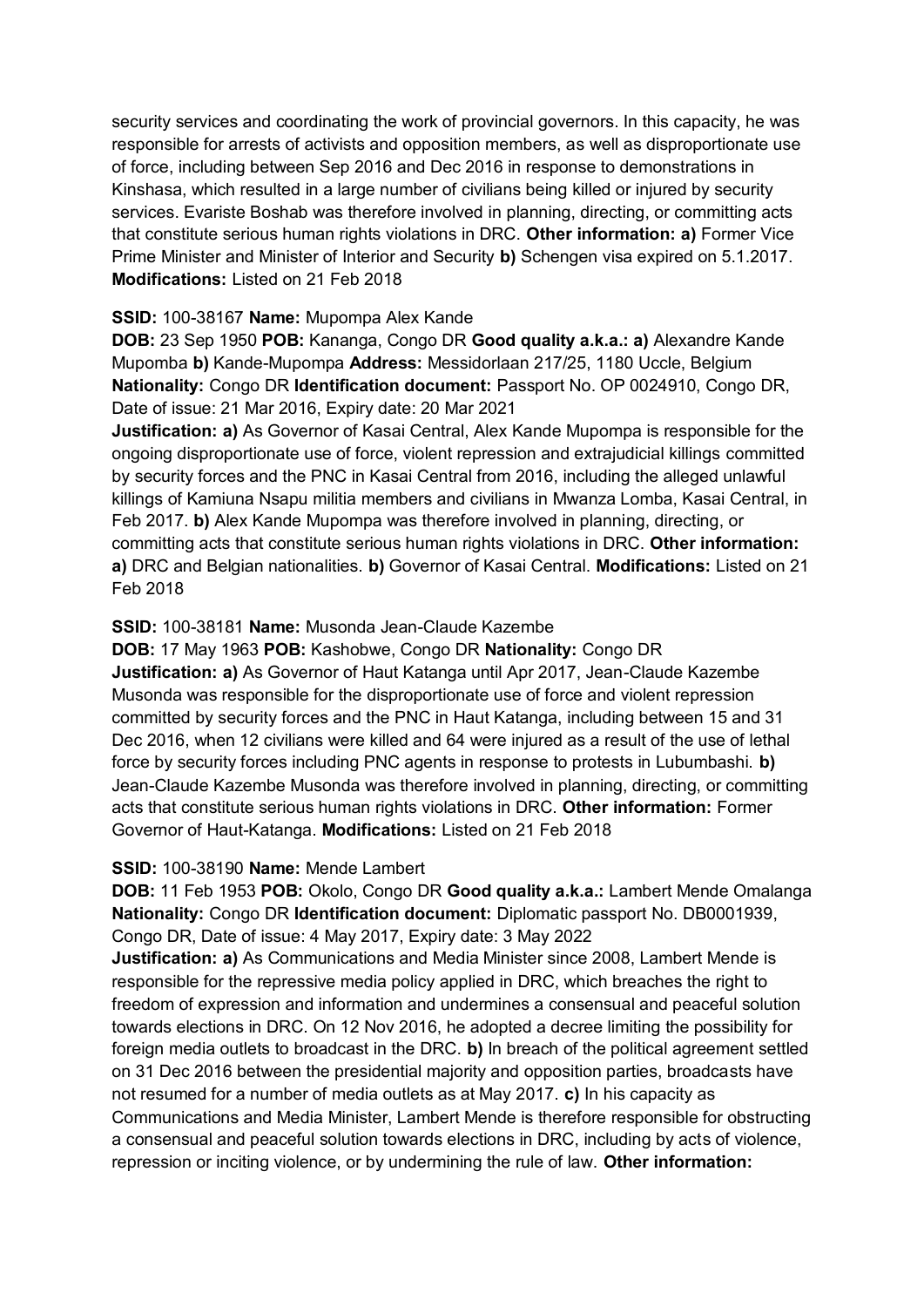security services and coordinating the work of provincial governors. In this capacity, he was responsible for arrests of activists and opposition members, as well as disproportionate use of force, including between Sep 2016 and Dec 2016 in response to demonstrations in Kinshasa, which resulted in a large number of civilians being killed or injured by security services. Evariste Boshab was therefore involved in planning, directing, or committing acts that constitute serious human rights violations in DRC. **Other information:** **a)** Former Vice Prime Minister and Minister of Interior and Security **b)** Schengen visa expired on 5.1.2017. **Modifications:** Listed on 21 Feb 2018

**SSID:** 100-38167 **Name:** Mupompa Alex Kande
**DOB:** 23 Sep 1950 **POB:** Kananga, Congo DR **Good quality a.k.a.:** **a)** Alexandre Kande Mupomba **b)** Kande-Mupompa **Address:** Messidorlaan 217/25, 1180 Uccle, Belgium **Nationality:** Congo DR **Identification document:** Passport No. OP 0024910, Congo DR, Date of issue: 21 Mar 2016, Expiry date: 20 Mar 2021
**Justification:** **a)** As Governor of Kasai Central, Alex Kande Mupompa is responsible for the ongoing disproportionate use of force, violent repression and extrajudicial killings committed by security forces and the PNC in Kasai Central from 2016, including the alleged unlawful killings of Kamiuna Nsapu militia members and civilians in Mwanza Lomba, Kasai Central, in Feb 2017. **b)** Alex Kande Mupompa was therefore involved in planning, directing, or committing acts that constitute serious human rights violations in DRC. **Other information:** **a)** DRC and Belgian nationalities. **b)** Governor of Kasai Central. **Modifications:** Listed on 21 Feb 2018

**SSID:** 100-38181 **Name:** Musonda Jean-Claude Kazembe
**DOB:** 17 May 1963 **POB:** Kashobwe, Congo DR **Nationality:** Congo DR
**Justification:** **a)** As Governor of Haut Katanga until Apr 2017, Jean-Claude Kazembe Musonda was responsible for the disproportionate use of force and violent repression committed by security forces and the PNC in Haut Katanga, including between 15 and 31 Dec 2016, when 12 civilians were killed and 64 were injured as a result of the use of lethal force by security forces including PNC agents in response to protests in Lubumbashi. **b)** Jean-Claude Kazembe Musonda was therefore involved in planning, directing, or committing acts that constitute serious human rights violations in DRC. **Other information:** Former Governor of Haut-Katanga. **Modifications:** Listed on 21 Feb 2018

**SSID:** 100-38190 **Name:** Mende Lambert
**DOB:** 11 Feb 1953 **POB:** Okolo, Congo DR **Good quality a.k.a.:** Lambert Mende Omalanga **Nationality:** Congo DR **Identification document:** Diplomatic passport No. DB0001939, Congo DR, Date of issue: 4 May 2017, Expiry date: 3 May 2022
**Justification:** **a)** As Communications and Media Minister since 2008, Lambert Mende is responsible for the repressive media policy applied in DRC, which breaches the right to freedom of expression and information and undermines a consensual and peaceful solution towards elections in DRC. On 12 Nov 2016, he adopted a decree limiting the possibility for foreign media outlets to broadcast in the DRC. **b)** In breach of the political agreement settled on 31 Dec 2016 between the presidential majority and opposition parties, broadcasts have not resumed for a number of media outlets as at May 2017. **c)** In his capacity as Communications and Media Minister, Lambert Mende is therefore responsible for obstructing a consensual and peaceful solution towards elections in DRC, including by acts of violence, repression or inciting violence, or by undermining the rule of law. **Other information:**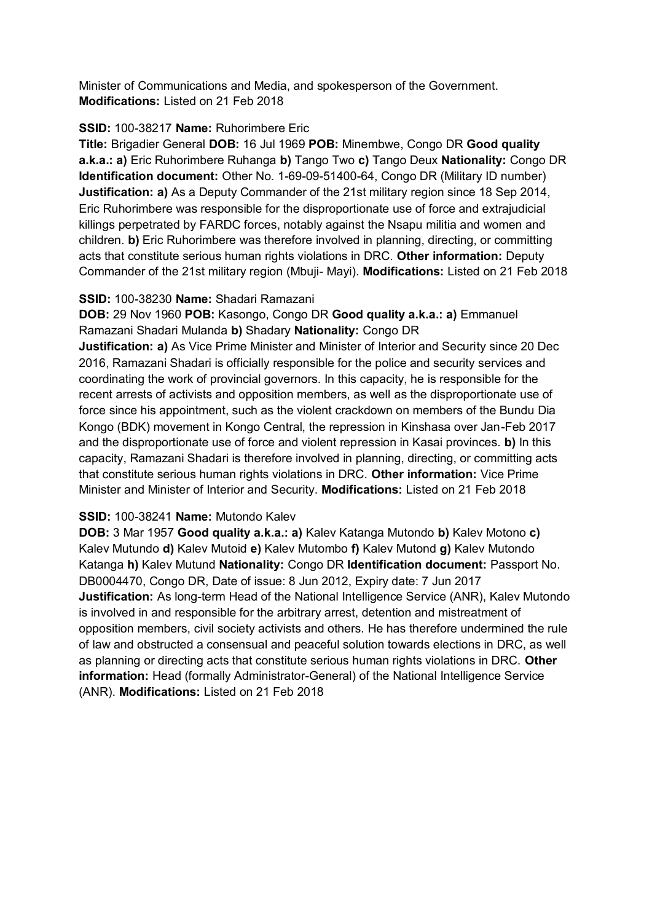Minister of Communications and Media, and spokesperson of the Government. **Modifications:** Listed on 21 Feb 2018

**SSID:** 100-38217 **Name:** Ruhorimbere Eric
**Title:** Brigadier General **DOB:** 16 Jul 1969 **POB:** Minembwe, Congo DR **Good quality a.k.a.: a)** Eric Ruhorimbere Ruhanga **b)** Tango Two **c)** Tango Deux **Nationality:** Congo DR **Identification document:** Other No. 1-69-09-51400-64, Congo DR (Military ID number) **Justification: a)** As a Deputy Commander of the 21st military region since 18 Sep 2014, Eric Ruhorimbere was responsible for the disproportionate use of force and extrajudicial killings perpetrated by FARDC forces, notably against the Nsapu militia and women and children. **b)** Eric Ruhorimbere was therefore involved in planning, directing, or committing acts that constitute serious human rights violations in DRC. **Other information:** Deputy Commander of the 21st military region (Mbuji- Mayi). **Modifications:** Listed on 21 Feb 2018

**SSID:** 100-38230 **Name:** Shadari Ramazani
**DOB:** 29 Nov 1960 **POB:** Kasongo, Congo DR **Good quality a.k.a.: a)** Emmanuel Ramazani Shadari Mulanda **b)** Shadary **Nationality:** Congo DR
**Justification: a)** As Vice Prime Minister and Minister of Interior and Security since 20 Dec 2016, Ramazani Shadari is officially responsible for the police and security services and coordinating the work of provincial governors. In this capacity, he is responsible for the recent arrests of activists and opposition members, as well as the disproportionate use of force since his appointment, such as the violent crackdown on members of the Bundu Dia Kongo (BDK) movement in Kongo Central, the repression in Kinshasa over Jan-Feb 2017 and the disproportionate use of force and violent repression in Kasai provinces. **b)** In this capacity, Ramazani Shadari is therefore involved in planning, directing, or committing acts that constitute serious human rights violations in DRC. **Other information:** Vice Prime Minister and Minister of Interior and Security. **Modifications:** Listed on 21 Feb 2018

**SSID:** 100-38241 **Name:** Mutondo Kalev
**DOB:** 3 Mar 1957 **Good quality a.k.a.: a)** Kalev Katanga Mutondo **b)** Kalev Motono **c)** Kalev Mutundo **d)** Kalev Mutoid **e)** Kalev Mutombo **f)** Kalev Mutond **g)** Kalev Mutondo Katanga **h)** Kalev Mutund **Nationality:** Congo DR **Identification document:** Passport No. DB0004470, Congo DR, Date of issue: 8 Jun 2012, Expiry date: 7 Jun 2017
**Justification:** As long-term Head of the National Intelligence Service (ANR), Kalev Mutondo is involved in and responsible for the arbitrary arrest, detention and mistreatment of opposition members, civil society activists and others. He has therefore undermined the rule of law and obstructed a consensual and peaceful solution towards elections in DRC, as well as planning or directing acts that constitute serious human rights violations in DRC. **Other information:** Head (formally Administrator-General) of the National Intelligence Service (ANR). **Modifications:** Listed on 21 Feb 2018